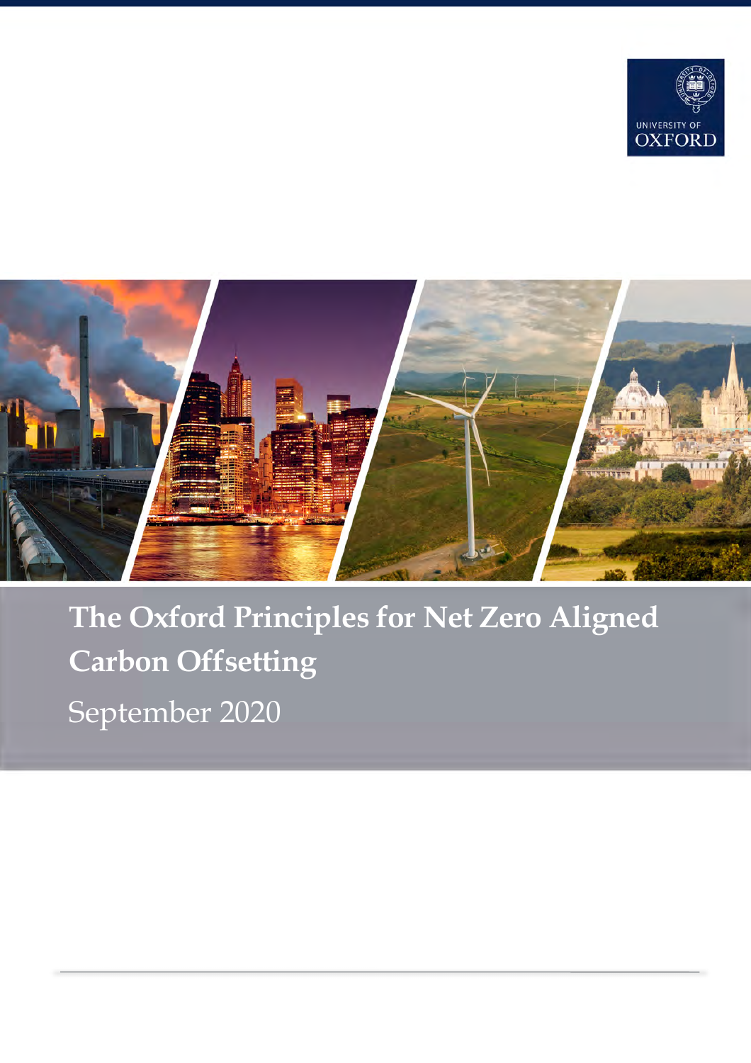UNIVERSITY OF OXFORD

# The Oxford Principles for Net Zero Aligned Carbon Offsetting

September 2020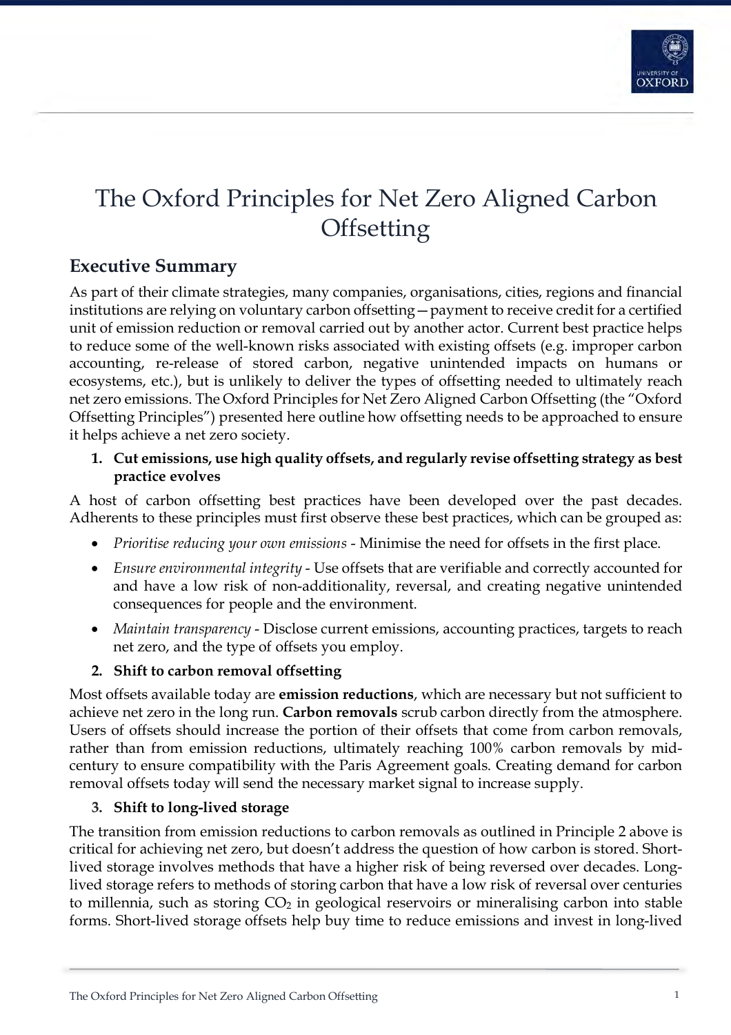# The Oxford Principles for Net Zero Aligned Carbon Offsetting

## Executive Summary

As part of their climate strategies, many companies, organisations, cities, regions and financial institutions are relying on voluntary carbon offsetting—payment to receive credit for a certified unit of emission reduction or removal carried out by another actor. Current best practice helps to reduce some of the well-known risks associated with existing offsets (e.g. improper carbon accounting, re-release of stored carbon, negative unintended impacts on humans or ecosystems, etc.), but is unlikely to deliver the types of offsetting needed to ultimately reach net zero emissions. The Oxford Principles for Net Zero Aligned Carbon Offsetting (the "Oxford Offsetting Principles") presented here outline how offsetting needs to be approached to ensure it helps achieve a net zero society.

1. **Cut emissions, use high quality offsets, and regularly revise offsetting strategy as best practice evolves**

A host of carbon offsetting best practices have been developed over the past decades. Adherents to these principles must first observe these best practices, which can be grouped as:

- *Prioritise reducing your own emissions* - Minimise the need for offsets in the first place.
- *Ensure environmental integrity* - Use offsets that are verifiable and correctly accounted for and have a low risk of non-additionality, reversal, and creating negative unintended consequences for people and the environment.
- *Maintain transparency* - Disclose current emissions, accounting practices, targets to reach net zero, and the type of offsets you employ.

2. **Shift to carbon removal offsetting**

Most offsets available today are **emission reductions**, which are necessary but not sufficient to achieve net zero in the long run. **Carbon removals** scrub carbon directly from the atmosphere. Users of offsets should increase the portion of their offsets that come from carbon removals, rather than from emission reductions, ultimately reaching 100% carbon removals by mid-century to ensure compatibility with the Paris Agreement goals. Creating demand for carbon removal offsets today will send the necessary market signal to increase supply.

3. **Shift to long-lived storage**

The transition from emission reductions to carbon removals as outlined in Principle 2 above is critical for achieving net zero, but doesn't address the question of how carbon is stored. Short-lived storage involves methods that have a higher risk of being reversed over decades. Long-lived storage refers to methods of storing carbon that have a low risk of reversal over centuries to millennia, such as storing $CO_2$ in geological reservoirs or mineralising carbon into stable forms. Short-lived storage offsets help buy time to reduce emissions and invest in long-lived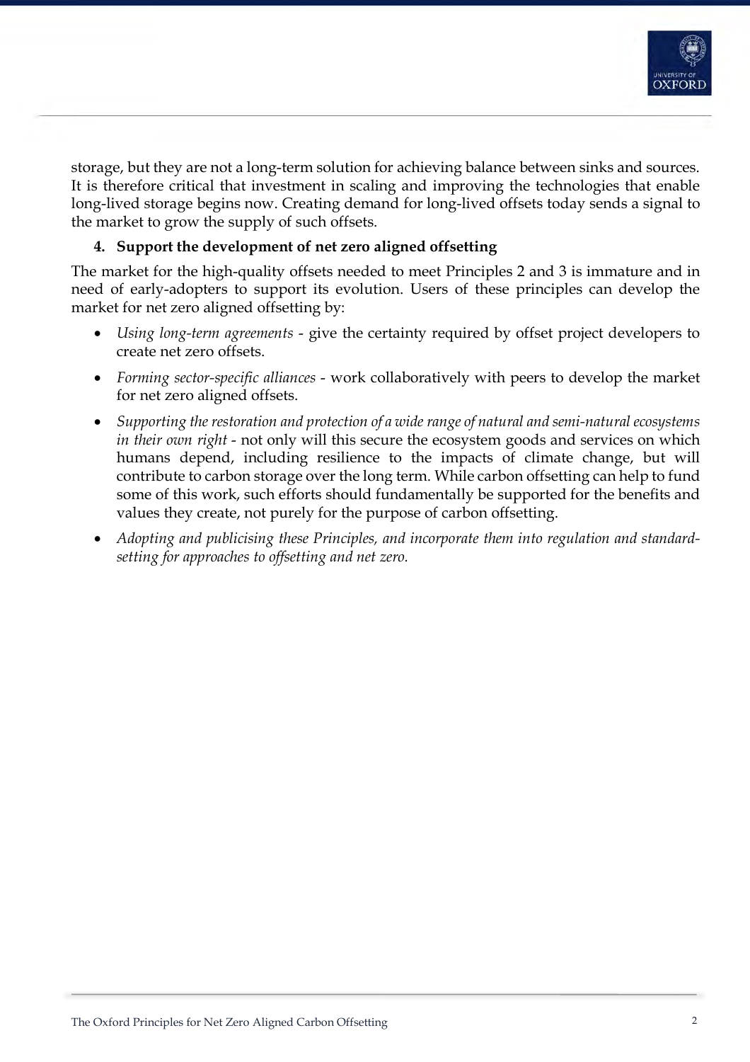storage, but they are not a long-term solution for achieving balance between sinks and sources. It is therefore critical that investment in scaling and improving the technologies that enable long-lived storage begins now. Creating demand for long-lived offsets today sends a signal to the market to grow the supply of such offsets.

**4. Support the development of net zero aligned offsetting**

The market for the high-quality offsets needed to meet Principles 2 and 3 is immature and in need of early-adopters to support its evolution. Users of these principles can develop the market for net zero aligned offsetting by:

- *Using long-term agreements* - give the certainty required by offset project developers to create net zero offsets.
- *Forming sector-specific alliances* - work collaboratively with peers to develop the market for net zero aligned offsets.
- *Supporting the restoration and protection of a wide range of natural and semi-natural ecosystems in their own right* - not only will this secure the ecosystem goods and services on which humans depend, including resilience to the impacts of climate change, but will contribute to carbon storage over the long term. While carbon offsetting can help to fund some of this work, such efforts should fundamentally be supported for the benefits and values they create, not purely for the purpose of carbon offsetting.
- *Adopting and publicising these Principles, and incorporate them into regulation and standard-setting for approaches to offsetting and net zero.*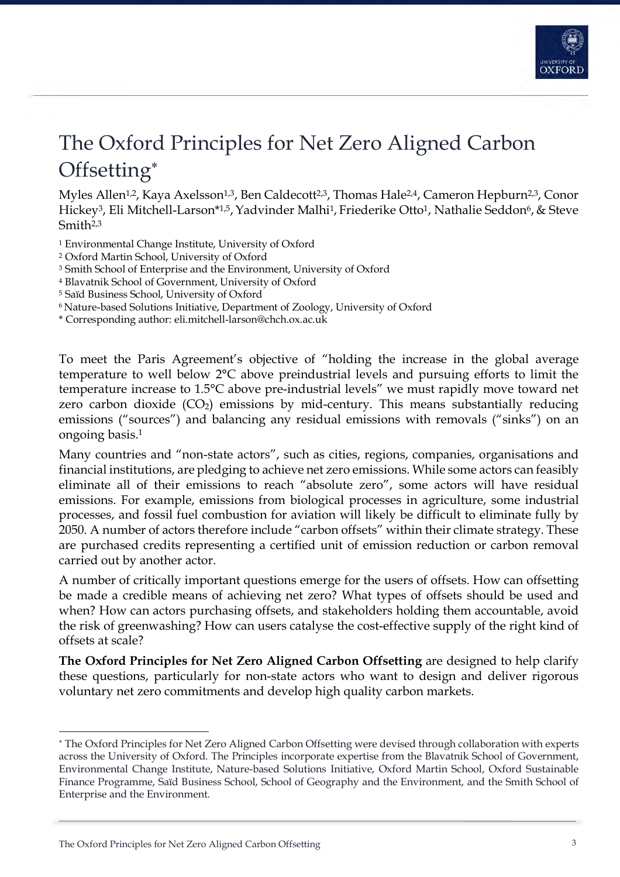# The Oxford Principles for Net Zero Aligned Carbon Offsetting*

Myles Allen[1,2], Kaya Axelsson[1,3], Ben Caldecott[2,3], Thomas Hale[2,4], Cameron Hepburn[2,3], Conor Hickey[3], Eli Mitchell-Larson*[1,5], Yadvinder Malhi[1], Friederike Otto[1], Nathalie Seddon[6], & Steve Smith[2,3]

[1] Environmental Change Institute, University of Oxford
[2] Oxford Martin School, University of Oxford
[3] Smith School of Enterprise and the Environment, University of Oxford
[4] Blavatnik School of Government, University of Oxford
[5] Saïd Business School, University of Oxford
[6] Nature-based Solutions Initiative, Department of Zoology, University of Oxford
* Corresponding author: eli.mitchell-larson@chch.ox.ac.uk

To meet the Paris Agreement's objective of "holding the increase in the global average temperature to well below 2°C above preindustrial levels and pursuing efforts to limit the temperature increase to 1.5°C above pre-industrial levels" we must rapidly move toward net zero carbon dioxide ($CO_2$) emissions by mid-century. This means substantially reducing emissions ("sources") and balancing any residual emissions with removals ("sinks") on an ongoing basis.[1]

Many countries and "non-state actors", such as cities, regions, companies, organisations and financial institutions, are pledging to achieve net zero emissions. While some actors can feasibly eliminate all of their emissions to reach "absolute zero", some actors will have residual emissions. For example, emissions from biological processes in agriculture, some industrial processes, and fossil fuel combustion for aviation will likely be difficult to eliminate fully by 2050. A number of actors therefore include "carbon offsets" within their climate strategy. These are purchased credits representing a certified unit of emission reduction or carbon removal carried out by another actor.

A number of critically important questions emerge for the users of offsets. How can offsetting be made a credible means of achieving net zero? What types of offsets should be used and when? How can actors purchasing offsets, and stakeholders holding them accountable, avoid the risk of greenwashing? How can users catalyse the cost-effective supply of the right kind of offsets at scale?

**The Oxford Principles for Net Zero Aligned Carbon Offsetting** are designed to help clarify these questions, particularly for non-state actors who want to design and deliver rigorous voluntary net zero commitments and develop high quality carbon markets.

---

* The Oxford Principles for Net Zero Aligned Carbon Offsetting were devised through collaboration with experts across the University of Oxford. The Principles incorporate expertise from the Blavatnik School of Government, Environmental Change Institute, Nature-based Solutions Initiative, Oxford Martin School, Oxford Sustainable Finance Programme, Saïd Business School, School of Geography and the Environment, and the Smith School of Enterprise and the Environment.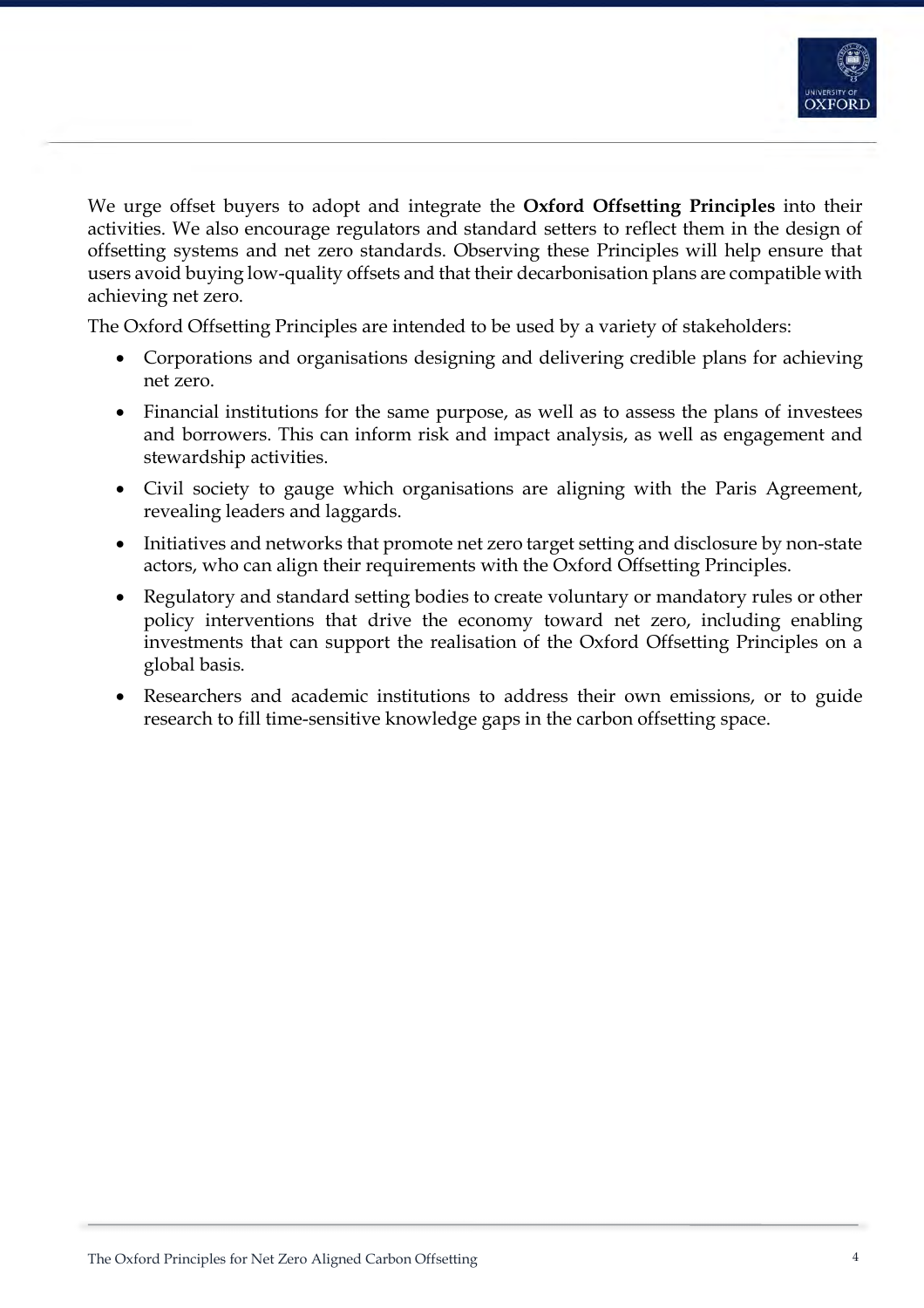We urge offset buyers to adopt and integrate the **Oxford Offsetting Principles** into their activities. We also encourage regulators and standard setters to reflect them in the design of offsetting systems and net zero standards. Observing these Principles will help ensure that users avoid buying low-quality offsets and that their decarbonisation plans are compatible with achieving net zero.

The Oxford Offsetting Principles are intended to be used by a variety of stakeholders:

- Corporations and organisations designing and delivering credible plans for achieving net zero.
- Financial institutions for the same purpose, as well as to assess the plans of investees and borrowers. This can inform risk and impact analysis, as well as engagement and stewardship activities.
- Civil society to gauge which organisations are aligning with the Paris Agreement, revealing leaders and laggards.
- Initiatives and networks that promote net zero target setting and disclosure by non-state actors, who can align their requirements with the Oxford Offsetting Principles.
- Regulatory and standard setting bodies to create voluntary or mandatory rules or other policy interventions that drive the economy toward net zero, including enabling investments that can support the realisation of the Oxford Offsetting Principles on a global basis.
- Researchers and academic institutions to address their own emissions, or to guide research to fill time-sensitive knowledge gaps in the carbon offsetting space.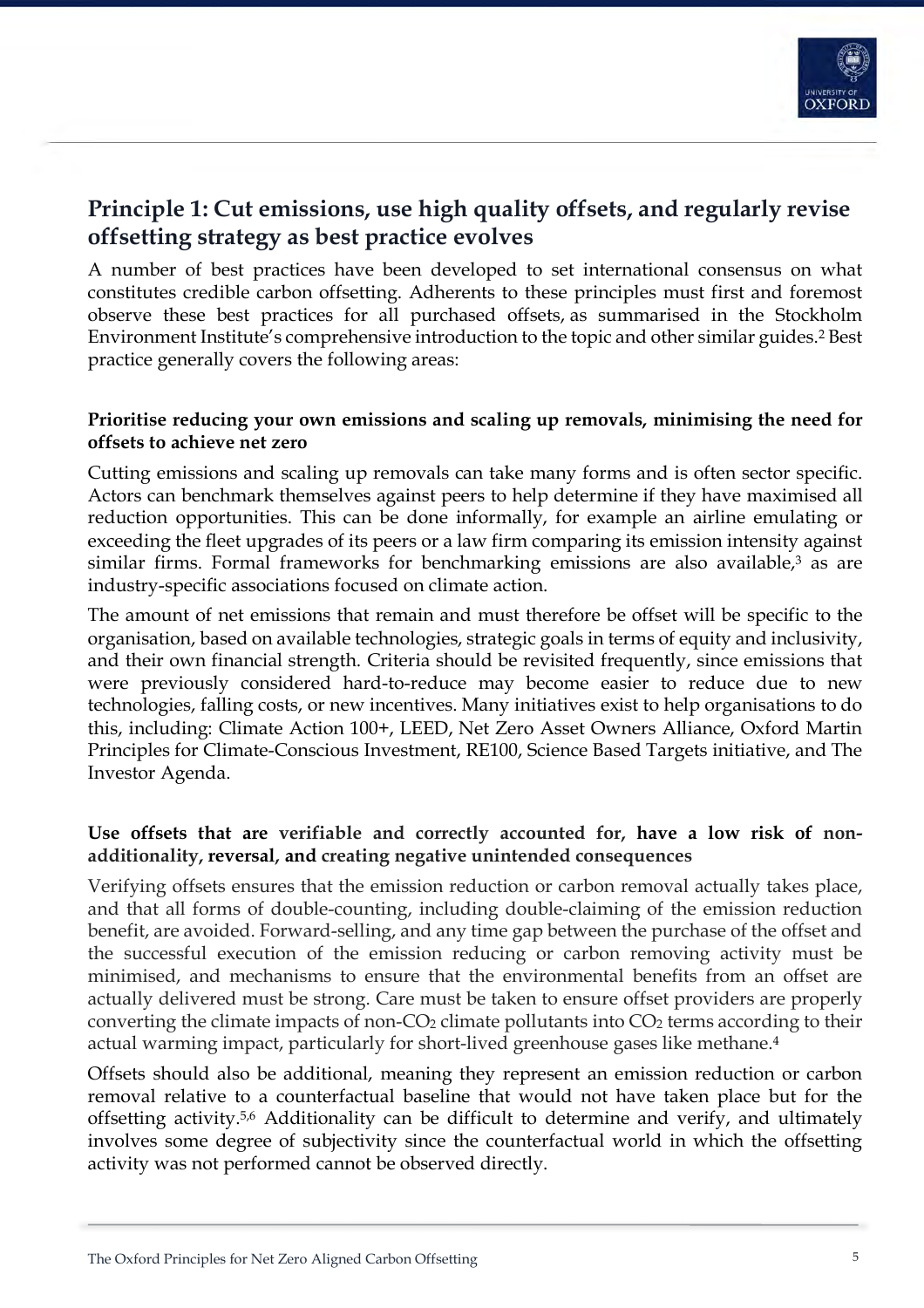## Principle 1: Cut emissions, use high quality offsets, and regularly revise offsetting strategy as best practice evolves

A number of best practices have been developed to set international consensus on what constitutes credible carbon offsetting. Adherents to these principles must first and foremost observe these best practices for all purchased offsets, as summarised in the Stockholm Environment Institute's comprehensive introduction to the topic and other similar guides.[2] Best practice generally covers the following areas:

### Prioritise reducing your own emissions and scaling up removals, minimising the need for offsets to achieve net zero

Cutting emissions and scaling up removals can take many forms and is often sector specific. Actors can benchmark themselves against peers to help determine if they have maximised all reduction opportunities. This can be done informally, for example an airline emulating or exceeding the fleet upgrades of its peers or a law firm comparing its emission intensity against similar firms. Formal frameworks for benchmarking emissions are also available,[3] as are industry-specific associations focused on climate action.

The amount of net emissions that remain and must therefore be offset will be specific to the organisation, based on available technologies, strategic goals in terms of equity and inclusivity, and their own financial strength. Criteria should be revisited frequently, since emissions that were previously considered hard-to-reduce may become easier to reduce due to new technologies, falling costs, or new incentives. Many initiatives exist to help organisations to do this, including: Climate Action 100+, LEED, Net Zero Asset Owners Alliance, Oxford Martin Principles for Climate-Conscious Investment, RE100, Science Based Targets initiative, and The Investor Agenda.

### Use offsets that are verifiable and correctly accounted for, have a low risk of non-additionality, reversal, and creating negative unintended consequences

Verifying offsets ensures that the emission reduction or carbon removal actually takes place, and that all forms of double-counting, including double-claiming of the emission reduction benefit, are avoided. Forward-selling, and any time gap between the purchase of the offset and the successful execution of the emission reducing or carbon removing activity must be minimised, and mechanisms to ensure that the environmental benefits from an offset are actually delivered must be strong. Care must be taken to ensure offset providers are properly converting the climate impacts of non-$CO_2$ climate pollutants into $CO_2$ terms according to their actual warming impact, particularly for short-lived greenhouse gases like methane.[4]

Offsets should also be additional, meaning they represent an emission reduction or carbon removal relative to a counterfactual baseline that would not have taken place but for the offsetting activity.[5,6] Additionality can be difficult to determine and verify, and ultimately involves some degree of subjectivity since the counterfactual world in which the offsetting activity was not performed cannot be observed directly.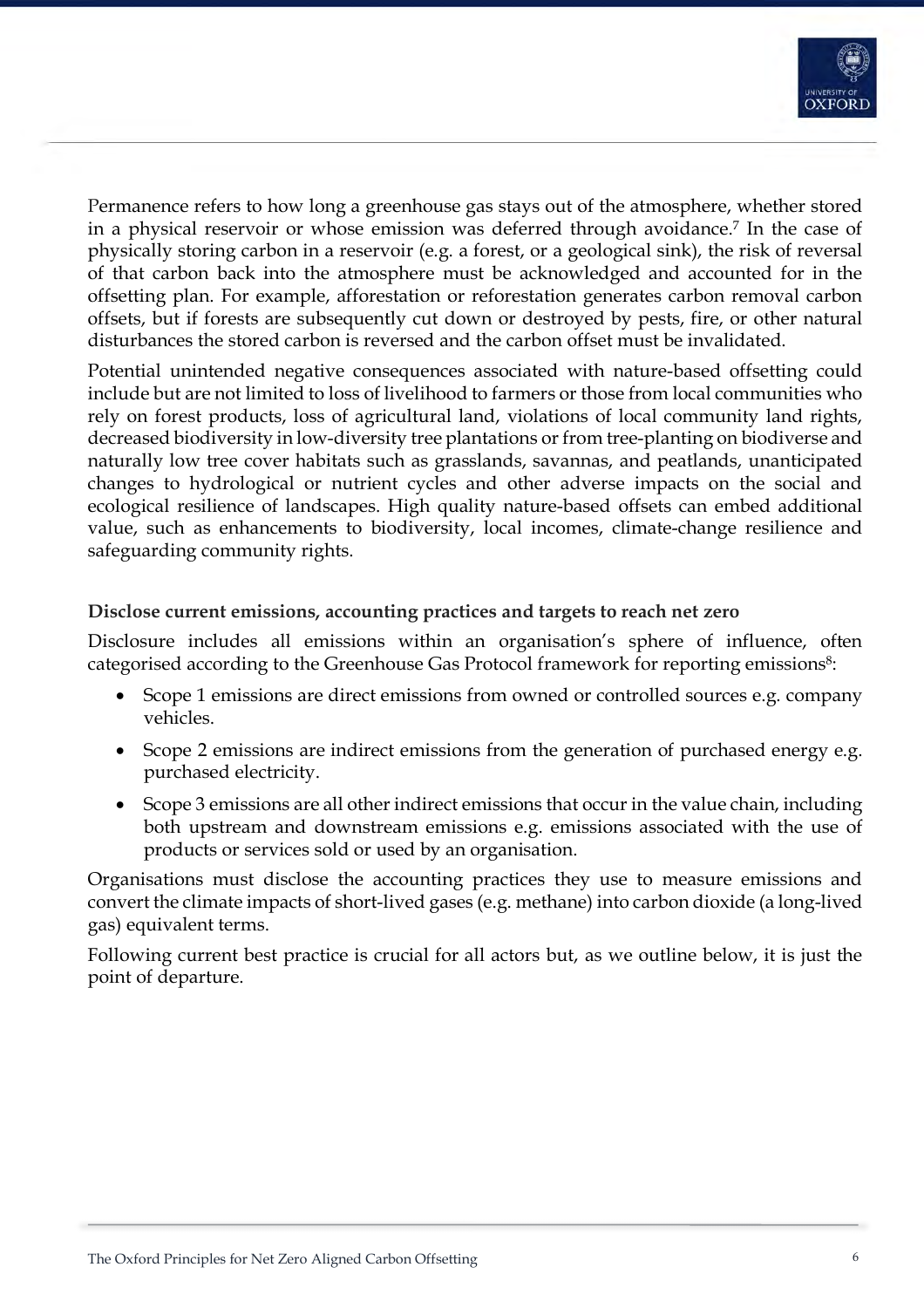Permanence refers to how long a greenhouse gas stays out of the atmosphere, whether stored in a physical reservoir or whose emission was deferred through avoidance.[7] In the case of physically storing carbon in a reservoir (e.g. a forest, or a geological sink), the risk of reversal of that carbon back into the atmosphere must be acknowledged and accounted for in the offsetting plan. For example, afforestation or reforestation generates carbon removal carbon offsets, but if forests are subsequently cut down or destroyed by pests, fire, or other natural disturbances the stored carbon is reversed and the carbon offset must be invalidated.

Potential unintended negative consequences associated with nature-based offsetting could include but are not limited to loss of livelihood to farmers or those from local communities who rely on forest products, loss of agricultural land, violations of local community land rights, decreased biodiversity in low-diversity tree plantations or from tree-planting on biodiverse and naturally low tree cover habitats such as grasslands, savannas, and peatlands, unanticipated changes to hydrological or nutrient cycles and other adverse impacts on the social and ecological resilience of landscapes. High quality nature-based offsets can embed additional value, such as enhancements to biodiversity, local incomes, climate-change resilience and safeguarding community rights.

**Disclose current emissions, accounting practices and targets to reach net zero**

Disclosure includes all emissions within an organisation's sphere of influence, often categorised according to the Greenhouse Gas Protocol framework for reporting emissions[8]:

- Scope 1 emissions are direct emissions from owned or controlled sources e.g. company vehicles.
- Scope 2 emissions are indirect emissions from the generation of purchased energy e.g. purchased electricity.
- Scope 3 emissions are all other indirect emissions that occur in the value chain, including both upstream and downstream emissions e.g. emissions associated with the use of products or services sold or used by an organisation.

Organisations must disclose the accounting practices they use to measure emissions and convert the climate impacts of short-lived gases (e.g. methane) into carbon dioxide (a long-lived gas) equivalent terms.

Following current best practice is crucial for all actors but, as we outline below, it is just the point of departure.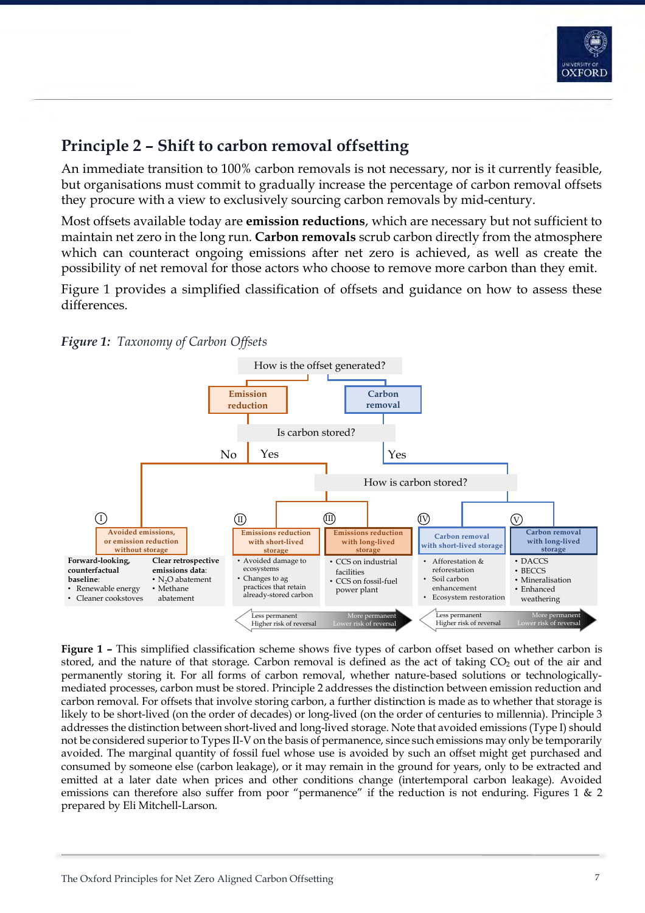## Principle 2 – Shift to carbon removal offsetting

An immediate transition to 100% carbon removals is not necessary, nor is it currently feasible, but organisations must commit to gradually increase the percentage of carbon removal offsets they procure with a view to exclusively sourcing carbon removals by mid-century.

Most offsets available today are **emission reductions**, which are necessary but not sufficient to maintain net zero in the long run. **Carbon removals** scrub carbon directly from the atmosphere which can counteract ongoing emissions after net zero is achieved, as well as create the possibility of net removal for those actors who choose to remove more carbon than they emit.

Figure 1 provides a simplified classification of offsets and guidance on how to assess these differences.

***Figure 1:*** *Taxonomy of Carbon Offsets*

How is the offset generated?

- Emission reduction → Is carbon stored?
  - No → (I) Avoided emissions, or emission reduction without storage
  - Yes → How is carbon stored? → (II) Emissions reduction with short-lived storage; (III) Emissions reduction with long-lived storage
- Carbon removal → Yes → How is carbon stored? → (IV) Carbon removal with short-lived storage; (V) Carbon removal with long-lived storage

| I. Avoided emissions, or emission reduction without storage | | II. Emissions reduction with short-lived storage | III. Emissions reduction with long-lived storage | IV. Carbon removal with short-lived storage | V. Carbon removal with long-lived storage |
|---|---|---|---|---|---|
| **Forward-looking, counterfactual baseline**: • Renewable energy • Cleaner cookstoves | **Clear retrospective emissions data**: • $N_2O$ abatement • Methane abatement | • Avoided damage to ecosystems • Changes to ag practices that retain already-stored carbon | • CCS on industrial facilities • CCS on fossil-fuel power plant | • Afforestation & reforestation • Soil carbon enhancement • Ecosystem restoration | • DACCS • BECCS • Mineralisation • Enhanced weathering |

Less permanent, Higher risk of reversal ↔ More permanent, Lower risk of reversal (II → III; IV → V)

**Figure 1 –** This simplified classification scheme shows five types of carbon offset based on whether carbon is stored, and the nature of that storage. Carbon removal is defined as the act of taking $CO_2$ out of the air and permanently storing it. For all forms of carbon removal, whether nature-based solutions or technologically-mediated processes, carbon must be stored. Principle 2 addresses the distinction between emission reduction and carbon removal. For offsets that involve storing carbon, a further distinction is made as to whether that storage is likely to be short-lived (on the order of decades) or long-lived (on the order of centuries to millennia). Principle 3 addresses the distinction between short-lived and long-lived storage. Note that avoided emissions (Type I) should not be considered superior to Types II-V on the basis of permanence, since such emissions may only be temporarily avoided. The marginal quantity of fossil fuel whose use is avoided by such an offset might get purchased and consumed by someone else (carbon leakage), or it may remain in the ground for years, only to be extracted and emitted at a later date when prices and other conditions change (intertemporal carbon leakage). Avoided emissions can therefore also suffer from poor "permanence" if the reduction is not enduring. Figures 1 & 2 prepared by Eli Mitchell-Larson.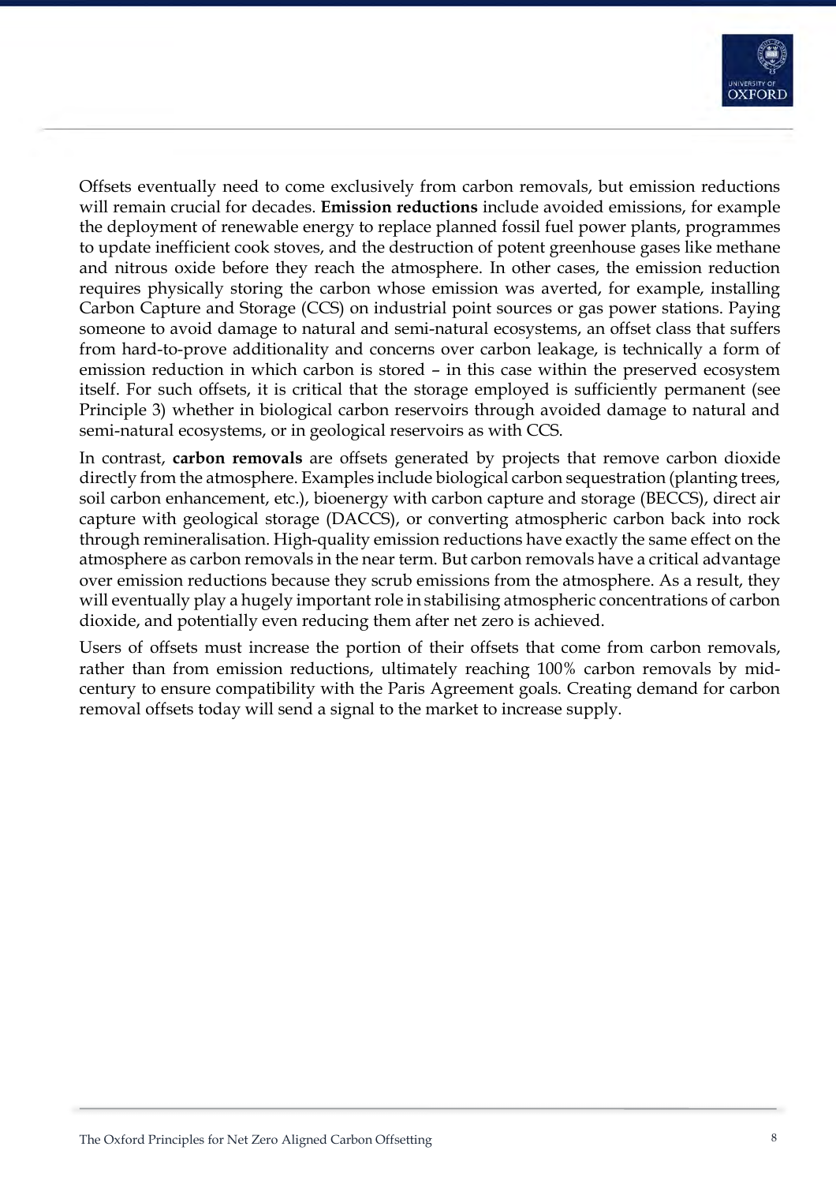Offsets eventually need to come exclusively from carbon removals, but emission reductions will remain crucial for decades. **Emission reductions** include avoided emissions, for example the deployment of renewable energy to replace planned fossil fuel power plants, programmes to update inefficient cook stoves, and the destruction of potent greenhouse gases like methane and nitrous oxide before they reach the atmosphere. In other cases, the emission reduction requires physically storing the carbon whose emission was averted, for example, installing Carbon Capture and Storage (CCS) on industrial point sources or gas power stations. Paying someone to avoid damage to natural and semi-natural ecosystems, an offset class that suffers from hard-to-prove additionality and concerns over carbon leakage, is technically a form of emission reduction in which carbon is stored – in this case within the preserved ecosystem itself. For such offsets, it is critical that the storage employed is sufficiently permanent (see Principle 3) whether in biological carbon reservoirs through avoided damage to natural and semi-natural ecosystems, or in geological reservoirs as with CCS.

In contrast, **carbon removals** are offsets generated by projects that remove carbon dioxide directly from the atmosphere. Examples include biological carbon sequestration (planting trees, soil carbon enhancement, etc.), bioenergy with carbon capture and storage (BECCS), direct air capture with geological storage (DACCS), or converting atmospheric carbon back into rock through remineralisation. High-quality emission reductions have exactly the same effect on the atmosphere as carbon removals in the near term. But carbon removals have a critical advantage over emission reductions because they scrub emissions from the atmosphere. As a result, they will eventually play a hugely important role in stabilising atmospheric concentrations of carbon dioxide, and potentially even reducing them after net zero is achieved.

Users of offsets must increase the portion of their offsets that come from carbon removals, rather than from emission reductions, ultimately reaching 100% carbon removals by mid-century to ensure compatibility with the Paris Agreement goals. Creating demand for carbon removal offsets today will send a signal to the market to increase supply.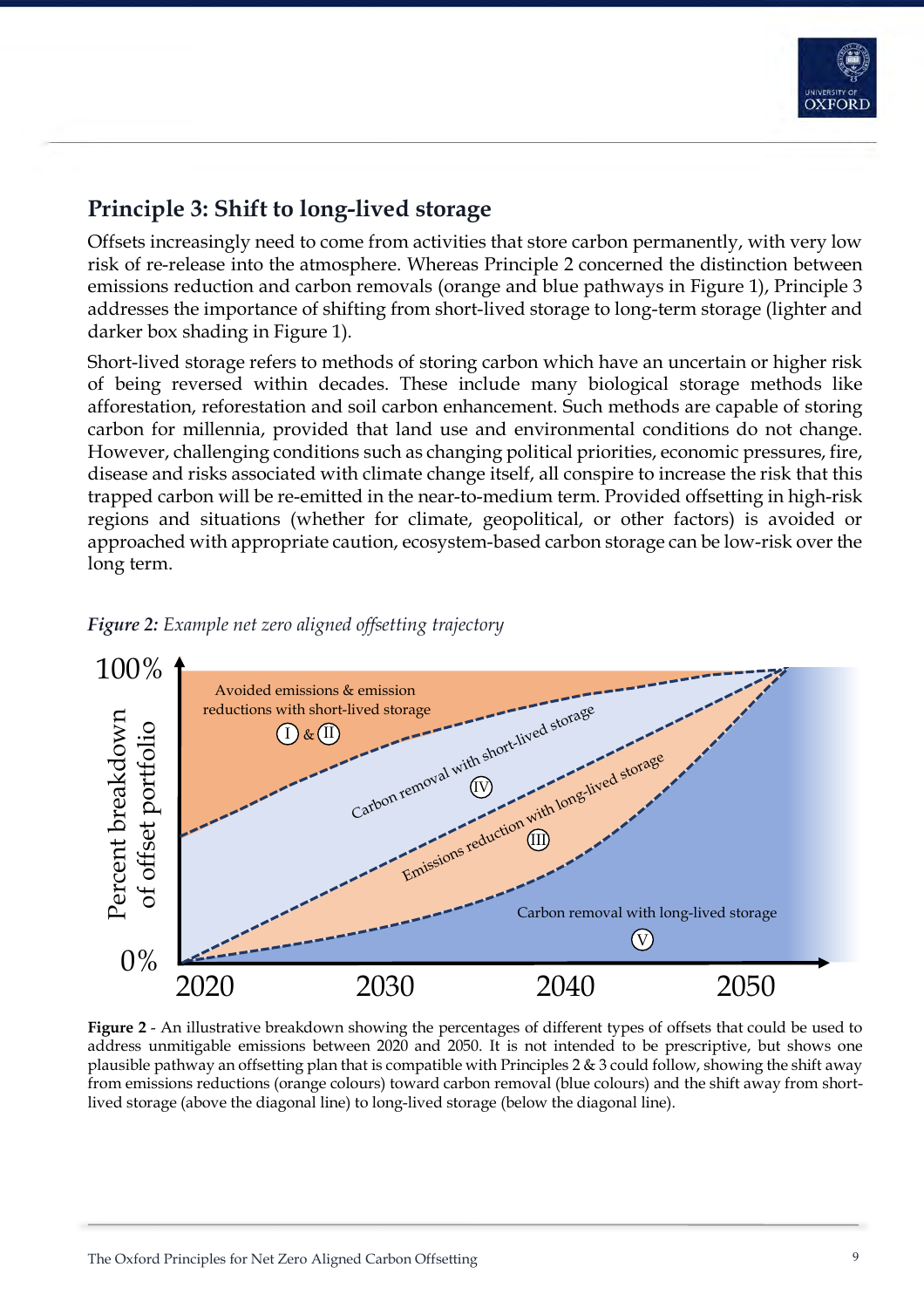## Principle 3: Shift to long-lived storage

Offsets increasingly need to come from activities that store carbon permanently, with very low risk of re-release into the atmosphere. Whereas Principle 2 concerned the distinction between emissions reduction and carbon removals (orange and blue pathways in Figure 1), Principle 3 addresses the importance of shifting from short-lived storage to long-term storage (lighter and darker box shading in Figure 1).

Short-lived storage refers to methods of storing carbon which have an uncertain or higher risk of being reversed within decades. These include many biological storage methods like afforestation, reforestation and soil carbon enhancement. Such methods are capable of storing carbon for millennia, provided that land use and environmental conditions do not change. However, challenging conditions such as changing political priorities, economic pressures, fire, disease and risks associated with climate change itself, all conspire to increase the risk that this trapped carbon will be re-emitted in the near-to-medium term. Provided offsetting in high-risk regions and situations (whether for climate, geopolitical, or other factors) is avoided or approached with appropriate caution, ecosystem-based carbon storage can be low-risk over the long term.

***Figure 2:*** *Example net zero aligned offsetting trajectory*

**Figure 2** - An illustrative breakdown showing the percentages of different types of offsets that could be used to address unmitigable emissions between 2020 and 2050. It is not intended to be prescriptive, but shows one plausible pathway an offsetting plan that is compatible with Principles 2 & 3 could follow, showing the shift away from emissions reductions (orange colours) toward carbon removal (blue colours) and the shift away from short-lived storage (above the diagonal line) to long-lived storage (below the diagonal line).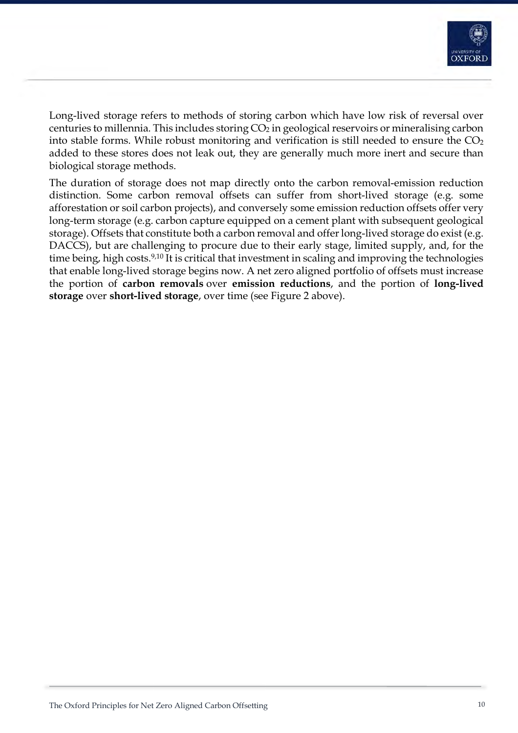Long-lived storage refers to methods of storing carbon which have low risk of reversal over centuries to millennia. This includes storing $CO_2$ in geological reservoirs or mineralising carbon into stable forms. While robust monitoring and verification is still needed to ensure the $CO_2$ added to these stores does not leak out, they are generally much more inert and secure than biological storage methods.

The duration of storage does not map directly onto the carbon removal-emission reduction distinction. Some carbon removal offsets can suffer from short-lived storage (e.g. some afforestation or soil carbon projects), and conversely some emission reduction offsets offer very long-term storage (e.g. carbon capture equipped on a cement plant with subsequent geological storage). Offsets that constitute both a carbon removal and offer long-lived storage do exist (e.g. DACCS), but are challenging to procure due to their early stage, limited supply, and, for the time being, high costs.[9,10] It is critical that investment in scaling and improving the technologies that enable long-lived storage begins now. A net zero aligned portfolio of offsets must increase the portion of **carbon removals** over **emission reductions**, and the portion of **long-lived storage** over **short-lived storage**, over time (see Figure 2 above).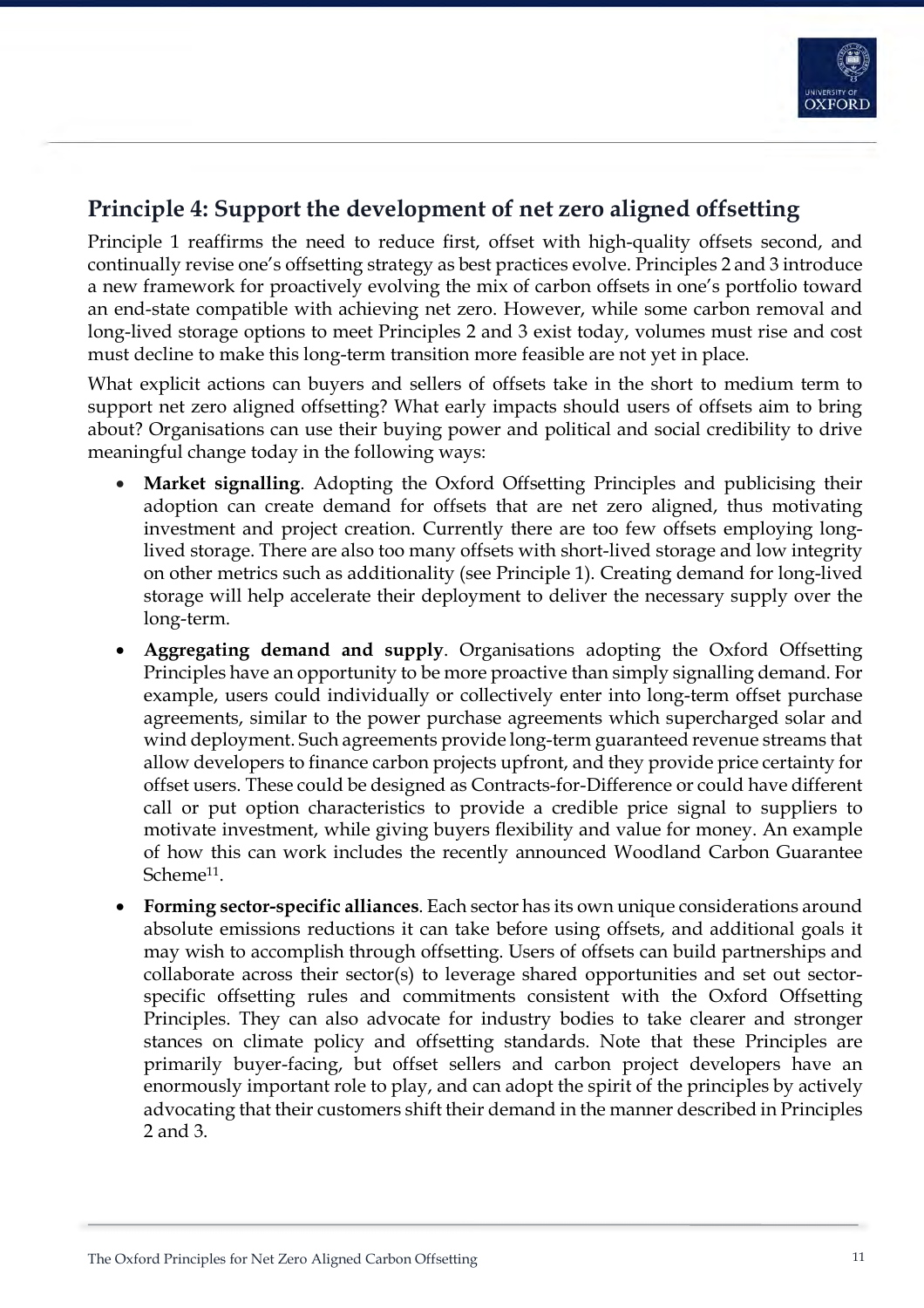## Principle 4: Support the development of net zero aligned offsetting

Principle 1 reaffirms the need to reduce first, offset with high-quality offsets second, and continually revise one's offsetting strategy as best practices evolve. Principles 2 and 3 introduce a new framework for proactively evolving the mix of carbon offsets in one's portfolio toward an end-state compatible with achieving net zero. However, while some carbon removal and long-lived storage options to meet Principles 2 and 3 exist today, volumes must rise and cost must decline to make this long-term transition more feasible are not yet in place.

What explicit actions can buyers and sellers of offsets take in the short to medium term to support net zero aligned offsetting? What early impacts should users of offsets aim to bring about? Organisations can use their buying power and political and social credibility to drive meaningful change today in the following ways:

- **Market signalling**. Adopting the Oxford Offsetting Principles and publicising their adoption can create demand for offsets that are net zero aligned, thus motivating investment and project creation. Currently there are too few offsets employing long-lived storage. There are also too many offsets with short-lived storage and low integrity on other metrics such as additionality (see Principle 1). Creating demand for long-lived storage will help accelerate their deployment to deliver the necessary supply over the long-term.
- **Aggregating demand and supply**. Organisations adopting the Oxford Offsetting Principles have an opportunity to be more proactive than simply signalling demand. For example, users could individually or collectively enter into long-term offset purchase agreements, similar to the power purchase agreements which supercharged solar and wind deployment. Such agreements provide long-term guaranteed revenue streams that allow developers to finance carbon projects upfront, and they provide price certainty for offset users. These could be designed as Contracts-for-Difference or could have different call or put option characteristics to provide a credible price signal to suppliers to motivate investment, while giving buyers flexibility and value for money. An example of how this can work includes the recently announced Woodland Carbon Guarantee Scheme[11].
- **Forming sector-specific alliances**. Each sector has its own unique considerations around absolute emissions reductions it can take before using offsets, and additional goals it may wish to accomplish through offsetting. Users of offsets can build partnerships and collaborate across their sector(s) to leverage shared opportunities and set out sector-specific offsetting rules and commitments consistent with the Oxford Offsetting Principles. They can also advocate for industry bodies to take clearer and stronger stances on climate policy and offsetting standards. Note that these Principles are primarily buyer-facing, but offset sellers and carbon project developers have an enormously important role to play, and can adopt the spirit of the principles by actively advocating that their customers shift their demand in the manner described in Principles 2 and 3.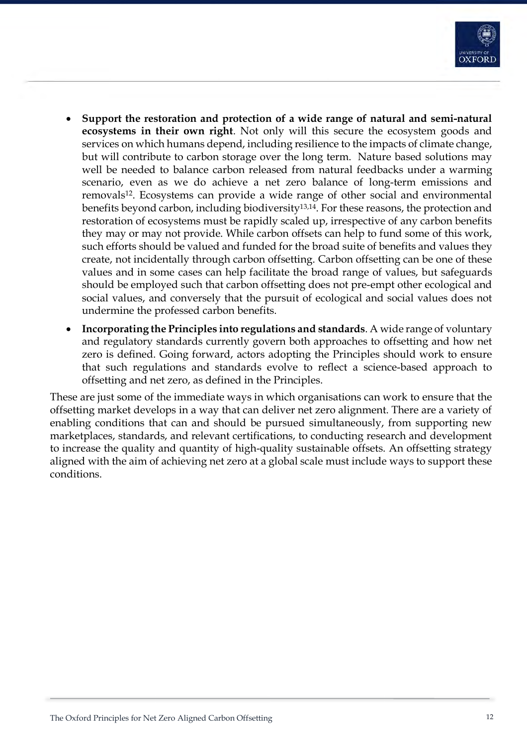- **Support the restoration and protection of a wide range of natural and semi-natural ecosystems in their own right**. Not only will this secure the ecosystem goods and services on which humans depend, including resilience to the impacts of climate change, but will contribute to carbon storage over the long term. Nature based solutions may well be needed to balance carbon released from natural feedbacks under a warming scenario, even as we do achieve a net zero balance of long-term emissions and removals[12]. Ecosystems can provide a wide range of other social and environmental benefits beyond carbon, including biodiversity[13,14]. For these reasons, the protection and restoration of ecosystems must be rapidly scaled up, irrespective of any carbon benefits they may or may not provide. While carbon offsets can help to fund some of this work, such efforts should be valued and funded for the broad suite of benefits and values they create, not incidentally through carbon offsetting. Carbon offsetting can be one of these values and in some cases can help facilitate the broad range of values, but safeguards should be employed such that carbon offsetting does not pre-empt other ecological and social values, and conversely that the pursuit of ecological and social values does not undermine the professed carbon benefits.
- **Incorporating the Principles into regulations and standards**. A wide range of voluntary and regulatory standards currently govern both approaches to offsetting and how net zero is defined. Going forward, actors adopting the Principles should work to ensure that such regulations and standards evolve to reflect a science-based approach to offsetting and net zero, as defined in the Principles.

These are just some of the immediate ways in which organisations can work to ensure that the offsetting market develops in a way that can deliver net zero alignment. There are a variety of enabling conditions that can and should be pursued simultaneously, from supporting new marketplaces, standards, and relevant certifications, to conducting research and development to increase the quality and quantity of high-quality sustainable offsets. An offsetting strategy aligned with the aim of achieving net zero at a global scale must include ways to support these conditions.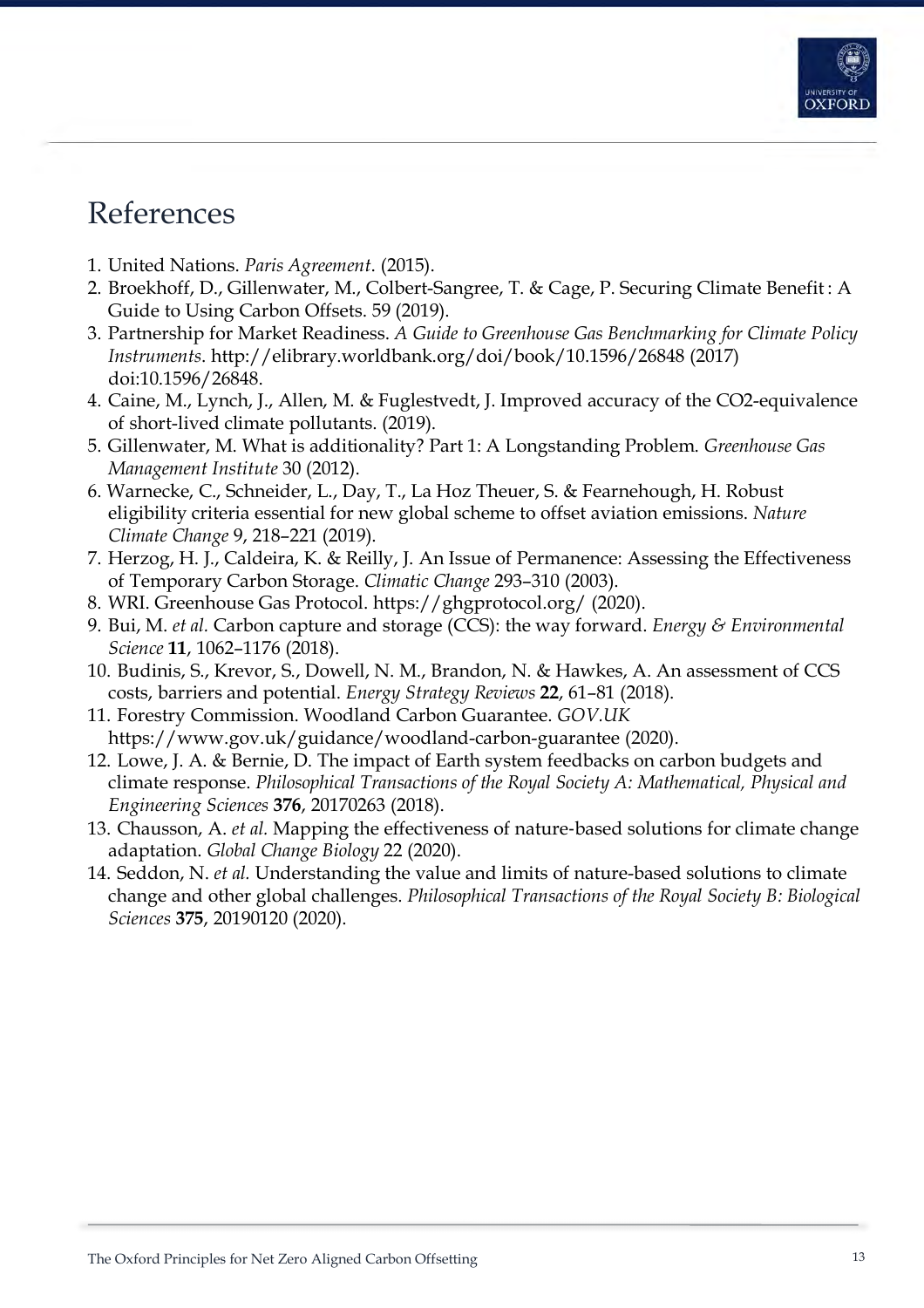# References

1. United Nations. *Paris Agreement*. (2015).
2. Broekhoff, D., Gillenwater, M., Colbert-Sangree, T. & Cage, P. Securing Climate Benefit : A Guide to Using Carbon Offsets. 59 (2019).
3. Partnership for Market Readiness. *A Guide to Greenhouse Gas Benchmarking for Climate Policy Instruments*. http://elibrary.worldbank.org/doi/book/10.1596/26848 (2017) doi:10.1596/26848.
4. Caine, M., Lynch, J., Allen, M. & Fuglestvedt, J. Improved accuracy of the CO2-equivalence of short-lived climate pollutants. (2019).
5. Gillenwater, M. What is additionality? Part 1: A Longstanding Problem. *Greenhouse Gas Management Institute* 30 (2012).
6. Warnecke, C., Schneider, L., Day, T., La Hoz Theuer, S. & Fearnehough, H. Robust eligibility criteria essential for new global scheme to offset aviation emissions. *Nature Climate Change* 9, 218–221 (2019).
7. Herzog, H. J., Caldeira, K. & Reilly, J. An Issue of Permanence: Assessing the Effectiveness of Temporary Carbon Storage. *Climatic Change* 293–310 (2003).
8. WRI. Greenhouse Gas Protocol. https://ghgprotocol.org/ (2020).
9. Bui, M. *et al.* Carbon capture and storage (CCS): the way forward. *Energy & Environmental Science* **11**, 1062–1176 (2018).
10. Budinis, S., Krevor, S., Dowell, N. M., Brandon, N. & Hawkes, A. An assessment of CCS costs, barriers and potential. *Energy Strategy Reviews* **22**, 61–81 (2018).
11. Forestry Commission. Woodland Carbon Guarantee. *GOV.UK* https://www.gov.uk/guidance/woodland-carbon-guarantee (2020).
12. Lowe, J. A. & Bernie, D. The impact of Earth system feedbacks on carbon budgets and climate response. *Philosophical Transactions of the Royal Society A: Mathematical, Physical and Engineering Sciences* **376**, 20170263 (2018).
13. Chausson, A. *et al*. Mapping the effectiveness of nature-based solutions for climate change adaptation. *Global Change Biology* 22 (2020).
14. Seddon, N. *et al.* Understanding the value and limits of nature-based solutions to climate change and other global challenges. *Philosophical Transactions of the Royal Society B: Biological Sciences* **375**, 20190120 (2020).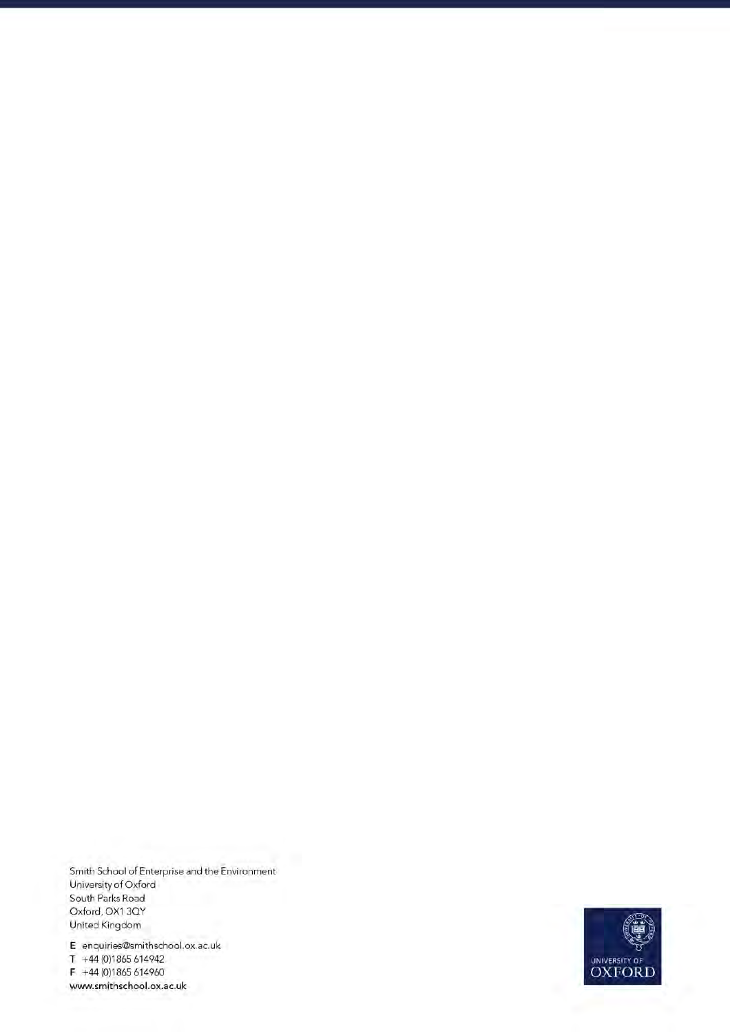Smith School of Enterprise and the Environment
University of Oxford
South Parks Road
Oxford, OX1 3QY
United Kingdom

**E** enquiries@smithschool.ox.ac.uk
**T** +44 (0)1865 614942
**F** +44 (0)1865 614960
**www.smithschool.ox.ac.uk**